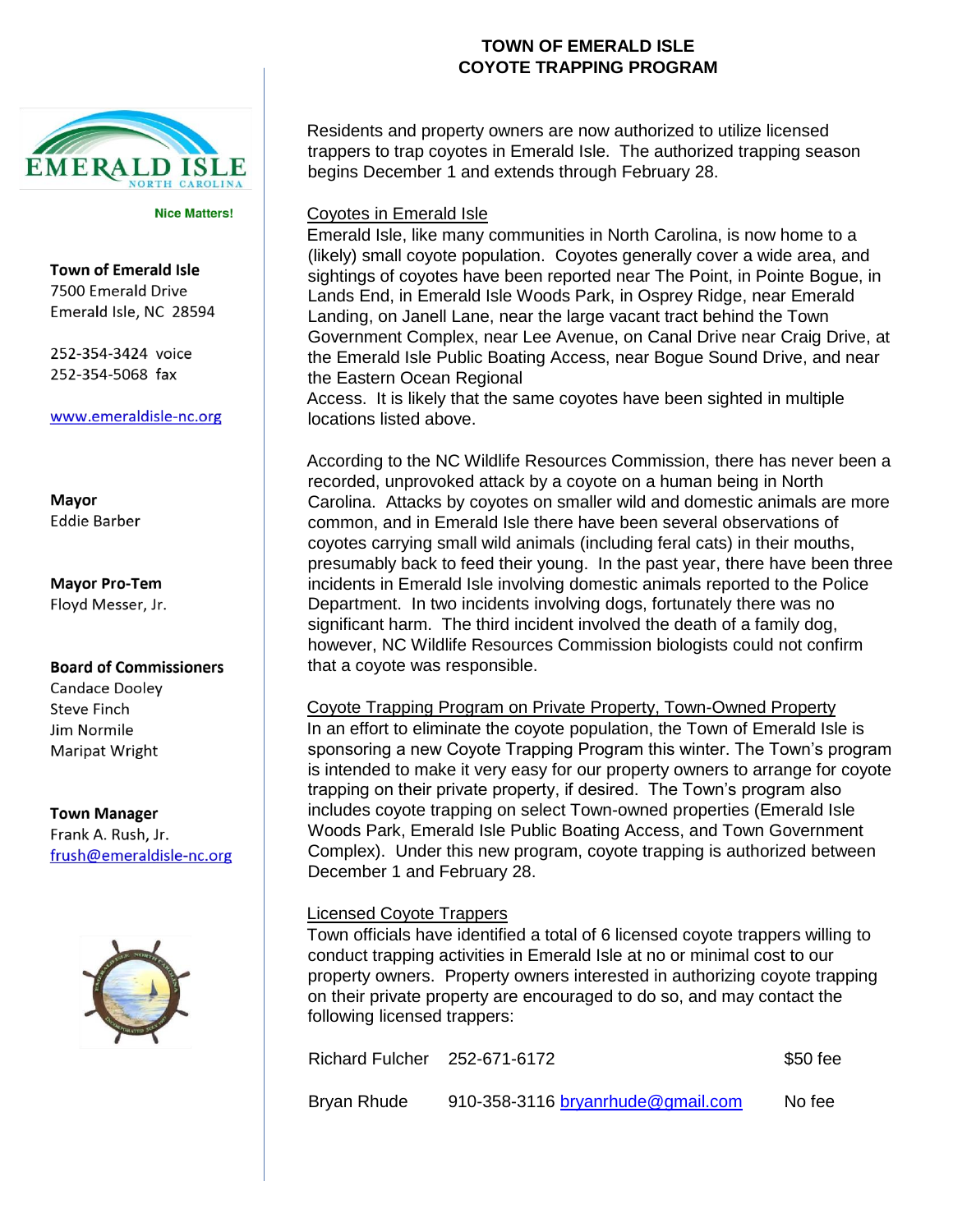# TOWN OF EMERALD ISLE
# COYOTE TRAPPING PROGRAM

EMERALD ISLE NORTH CAROLINA

**Nice Matters!**

**Town of Emerald Isle**
7500 Emerald Drive
Emerald Isle, NC 28594

252-354-3424 voice
252-354-5068 fax

www.emeraldisle-nc.org

**Mayor**
Eddie Barber

**Mayor Pro-Tem**
Floyd Messer, Jr.

**Board of Commissioners**
Candace Dooley
Steve Finch
Jim Normile
Maripat Wright

**Town Manager**
Frank A. Rush, Jr.
frush@emeraldisle-nc.org

Residents and property owners are now authorized to utilize licensed trappers to trap coyotes in Emerald Isle. The authorized trapping season begins December 1 and extends through February 28.

## Coyotes in Emerald Isle

Emerald Isle, like many communities in North Carolina, is now home to a (likely) small coyote population. Coyotes generally cover a wide area, and sightings of coyotes have been reported near The Point, in Pointe Bogue, in Lands End, in Emerald Isle Woods Park, in Osprey Ridge, near Emerald Landing, on Janell Lane, near the large vacant tract behind the Town Government Complex, near Lee Avenue, on Canal Drive near Craig Drive, at the Emerald Isle Public Boating Access, near Bogue Sound Drive, and near the Eastern Ocean Regional Access. It is likely that the same coyotes have been sighted in multiple locations listed above.

According to the NC Wildlife Resources Commission, there has never been a recorded, unprovoked attack by a coyote on a human being in North Carolina. Attacks by coyotes on smaller wild and domestic animals are more common, and in Emerald Isle there have been several observations of coyotes carrying small wild animals (including feral cats) in their mouths, presumably back to feed their young. In the past year, there have been three incidents in Emerald Isle involving domestic animals reported to the Police Department. In two incidents involving dogs, fortunately there was no significant harm. The third incident involved the death of a family dog, however, NC Wildlife Resources Commission biologists could not confirm that a coyote was responsible.

## Coyote Trapping Program on Private Property, Town-Owned Property

In an effort to eliminate the coyote population, the Town of Emerald Isle is sponsoring a new Coyote Trapping Program this winter. The Town's program is intended to make it very easy for our property owners to arrange for coyote trapping on their private property, if desired. The Town's program also includes coyote trapping on select Town-owned properties (Emerald Isle Woods Park, Emerald Isle Public Boating Access, and Town Government Complex). Under this new program, coyote trapping is authorized between December 1 and February 28.

## Licensed Coyote Trappers

Town officials have identified a total of 6 licensed coyote trappers willing to conduct trapping activities in Emerald Isle at no or minimal cost to our property owners. Property owners interested in authorizing coyote trapping on their private property are encouraged to do so, and may contact the following licensed trappers:

| | | |
|---|---|---|
| Richard Fulcher | 252-671-6172 | $50 fee |
| Bryan Rhude | 910-358-3116 bryanrhude@gmail.com | No fee |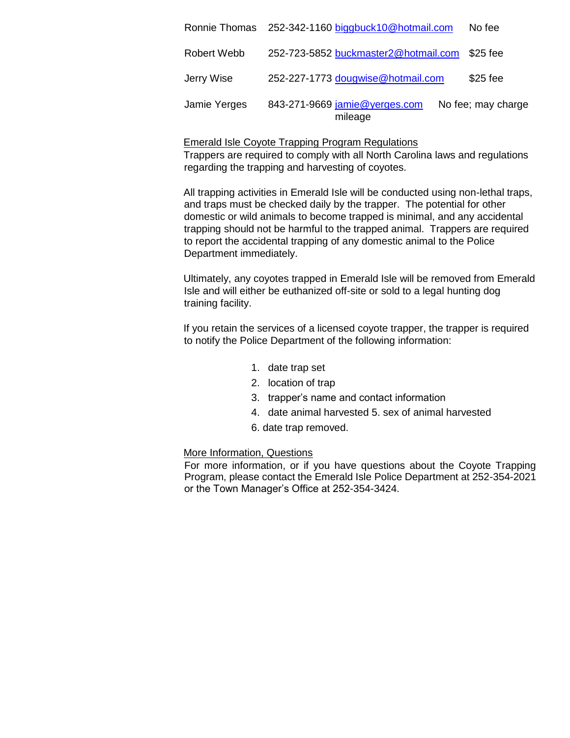| | | | |
|---|---|---|---|
| Ronnie Thomas | 252-342-1160 | biggbuck10@hotmail.com | No fee |
| Robert Webb | 252-723-5852 | buckmaster2@hotmail.com | $25 fee |
| Jerry Wise | 252-227-1773 | dougwise@hotmail.com | $25 fee |
| Jamie Yerges | 843-271-9669 | jamie@yerges.com | No fee; may charge mileage |

<u>Emerald Isle Coyote Trapping Program Regulations</u>

Trappers are required to comply with all North Carolina laws and regulations regarding the trapping and harvesting of coyotes.

All trapping activities in Emerald Isle will be conducted using non-lethal traps, and traps must be checked daily by the trapper. The potential for other domestic or wild animals to become trapped is minimal, and any accidental trapping should not be harmful to the trapped animal. Trappers are required to report the accidental trapping of any domestic animal to the Police Department immediately.

Ultimately, any coyotes trapped in Emerald Isle will be removed from Emerald Isle and will either be euthanized off-site or sold to a legal hunting dog training facility.

If you retain the services of a licensed coyote trapper, the trapper is required to notify the Police Department of the following information:

1. date trap set
2. location of trap
3. trapper's name and contact information
4. date animal harvested 5. sex of animal harvested

6. date trap removed.

<u>More Information, Questions</u>

For more information, or if you have questions about the Coyote Trapping Program, please contact the Emerald Isle Police Department at 252-354-2021 or the Town Manager's Office at 252-354-3424.